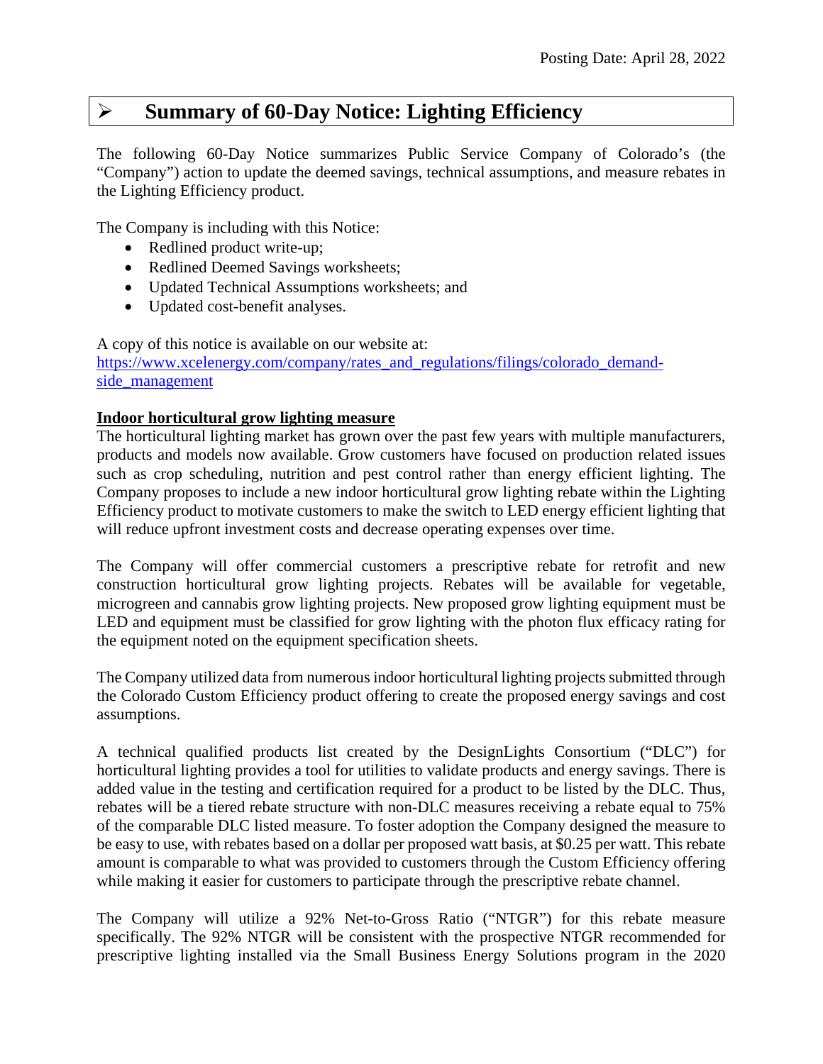Posting Date: April 28, 2022

# ➢ Summary of 60-Day Notice: Lighting Efficiency

The following 60-Day Notice summarizes Public Service Company of Colorado's (the "Company") action to update the deemed savings, technical assumptions, and measure rebates in the Lighting Efficiency product.

The Company is including with this Notice:

- Redlined product write-up;
- Redlined Deemed Savings worksheets;
- Updated Technical Assumptions worksheets; and
- Updated cost-benefit analyses.

A copy of this notice is available on our website at:
[https://www.xcelenergy.com/company/rates_and_regulations/filings/colorado_demand-side_management](https://www.xcelenergy.com/company/rates_and_regulations/filings/colorado_demand-side_management)

**Indoor horticultural grow lighting measure**

The horticultural lighting market has grown over the past few years with multiple manufacturers, products and models now available. Grow customers have focused on production related issues such as crop scheduling, nutrition and pest control rather than energy efficient lighting. The Company proposes to include a new indoor horticultural grow lighting rebate within the Lighting Efficiency product to motivate customers to make the switch to LED energy efficient lighting that will reduce upfront investment costs and decrease operating expenses over time.

The Company will offer commercial customers a prescriptive rebate for retrofit and new construction horticultural grow lighting projects. Rebates will be available for vegetable, microgreen and cannabis grow lighting projects. New proposed grow lighting equipment must be LED and equipment must be classified for grow lighting with the photon flux efficacy rating for the equipment noted on the equipment specification sheets.

The Company utilized data from numerous indoor horticultural lighting projects submitted through the Colorado Custom Efficiency product offering to create the proposed energy savings and cost assumptions.

A technical qualified products list created by the DesignLights Consortium ("DLC") for horticultural lighting provides a tool for utilities to validate products and energy savings. There is added value in the testing and certification required for a product to be listed by the DLC. Thus, rebates will be a tiered rebate structure with non-DLC measures receiving a rebate equal to 75% of the comparable DLC listed measure. To foster adoption the Company designed the measure to be easy to use, with rebates based on a dollar per proposed watt basis, at $0.25 per watt. This rebate amount is comparable to what was provided to customers through the Custom Efficiency offering while making it easier for customers to participate through the prescriptive rebate channel.

The Company will utilize a 92% Net-to-Gross Ratio ("NTGR") for this rebate measure specifically. The 92% NTGR will be consistent with the prospective NTGR recommended for prescriptive lighting installed via the Small Business Energy Solutions program in the 2020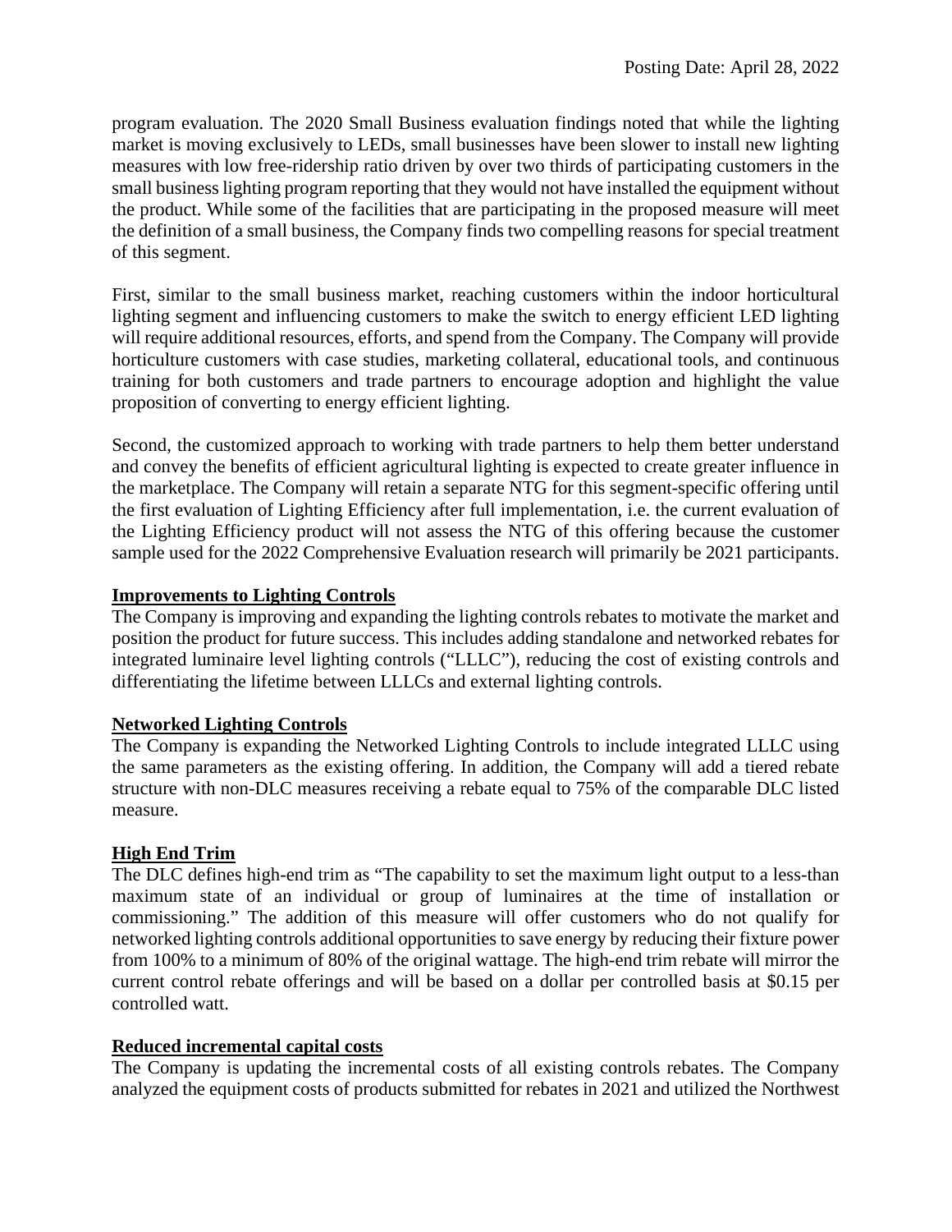program evaluation. The 2020 Small Business evaluation findings noted that while the lighting market is moving exclusively to LEDs, small businesses have been slower to install new lighting measures with low free-ridership ratio driven by over two thirds of participating customers in the small business lighting program reporting that they would not have installed the equipment without the product. While some of the facilities that are participating in the proposed measure will meet the definition of a small business, the Company finds two compelling reasons for special treatment of this segment.

First, similar to the small business market, reaching customers within the indoor horticultural lighting segment and influencing customers to make the switch to energy efficient LED lighting will require additional resources, efforts, and spend from the Company. The Company will provide horticulture customers with case studies, marketing collateral, educational tools, and continuous training for both customers and trade partners to encourage adoption and highlight the value proposition of converting to energy efficient lighting.

Second, the customized approach to working with trade partners to help them better understand and convey the benefits of efficient agricultural lighting is expected to create greater influence in the marketplace. The Company will retain a separate NTG for this segment-specific offering until the first evaluation of Lighting Efficiency after full implementation, i.e. the current evaluation of the Lighting Efficiency product will not assess the NTG of this offering because the customer sample used for the 2022 Comprehensive Evaluation research will primarily be 2021 participants.

**Improvements to Lighting Controls**

The Company is improving and expanding the lighting controls rebates to motivate the market and position the product for future success. This includes adding standalone and networked rebates for integrated luminaire level lighting controls ("LLLC"), reducing the cost of existing controls and differentiating the lifetime between LLLCs and external lighting controls.

**Networked Lighting Controls**

The Company is expanding the Networked Lighting Controls to include integrated LLLC using the same parameters as the existing offering. In addition, the Company will add a tiered rebate structure with non-DLC measures receiving a rebate equal to 75% of the comparable DLC listed measure.

**High End Trim**

The DLC defines high-end trim as "The capability to set the maximum light output to a less-than maximum state of an individual or group of luminaires at the time of installation or commissioning." The addition of this measure will offer customers who do not qualify for networked lighting controls additional opportunities to save energy by reducing their fixture power from 100% to a minimum of 80% of the original wattage. The high-end trim rebate will mirror the current control rebate offerings and will be based on a dollar per controlled basis at $0.15 per controlled watt.

**Reduced incremental capital costs**

The Company is updating the incremental costs of all existing controls rebates. The Company analyzed the equipment costs of products submitted for rebates in 2021 and utilized the Northwest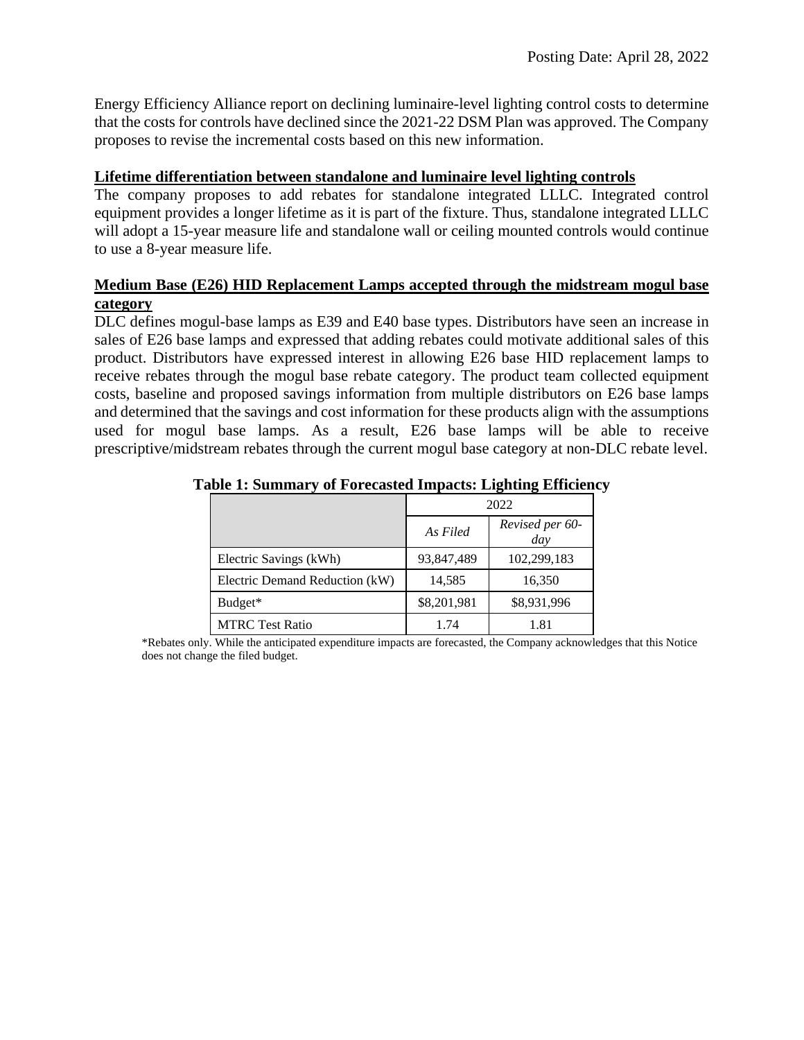Energy Efficiency Alliance report on declining luminaire-level lighting control costs to determine that the costs for controls have declined since the 2021-22 DSM Plan was approved. The Company proposes to revise the incremental costs based on this new information.

**Lifetime differentiation between standalone and luminaire level lighting controls**

The company proposes to add rebates for standalone integrated LLLC. Integrated control equipment provides a longer lifetime as it is part of the fixture. Thus, standalone integrated LLLC will adopt a 15-year measure life and standalone wall or ceiling mounted controls would continue to use a 8-year measure life.

**Medium Base (E26) HID Replacement Lamps accepted through the midstream mogul base category**

DLC defines mogul-base lamps as E39 and E40 base types. Distributors have seen an increase in sales of E26 base lamps and expressed that adding rebates could motivate additional sales of this product. Distributors have expressed interest in allowing E26 base HID replacement lamps to receive rebates through the mogul base rebate category. The product team collected equipment costs, baseline and proposed savings information from multiple distributors on E26 base lamps and determined that the savings and cost information for these products align with the assumptions used for mogul base lamps. As a result, E26 base lamps will be able to receive prescriptive/midstream rebates through the current mogul base category at non-DLC rebate level.

**Table 1: Summary of Forecasted Impacts: Lighting Efficiency**

| | 2022 | |
|---|---|---|
| | *As Filed* | *Revised per 60-day* |
| Electric Savings (kWh) | 93,847,489 | 102,299,183 |
| Electric Demand Reduction (kW) | 14,585 | 16,350 |
| Budget* | $8,201,981 | $8,931,996 |
| MTRC Test Ratio | 1.74 | 1.81 |

*Rebates only. While the anticipated expenditure impacts are forecasted, the Company acknowledges that this Notice does not change the filed budget.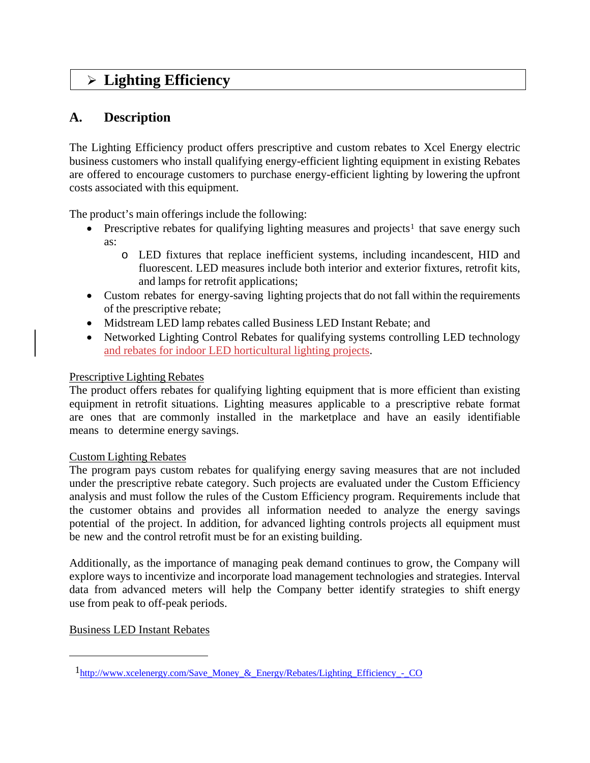# ➢ Lighting Efficiency

## A. Description

The Lighting Efficiency product offers prescriptive and custom rebates to Xcel Energy electric business customers who install qualifying energy-efficient lighting equipment in existing Rebates are offered to encourage customers to purchase energy-efficient lighting by lowering the upfront costs associated with this equipment.

The product's main offerings include the following:

- Prescriptive rebates for qualifying lighting measures and projects[1] that save energy such as:
  - LED fixtures that replace inefficient systems, including incandescent, HID and fluorescent. LED measures include both interior and exterior fixtures, retrofit kits, and lamps for retrofit applications;
- Custom rebates for energy-saving lighting projects that do not fall within the requirements of the prescriptive rebate;
- Midstream LED lamp rebates called Business LED Instant Rebate; and
- Networked Lighting Control Rebates for qualifying systems controlling LED technology and rebates for indoor LED horticultural lighting projects.

Prescriptive Lighting Rebates

The product offers rebates for qualifying lighting equipment that is more efficient than existing equipment in retrofit situations. Lighting measures applicable to a prescriptive rebate format are ones that are commonly installed in the marketplace and have an easily identifiable means to determine energy savings.

Custom Lighting Rebates

The program pays custom rebates for qualifying energy saving measures that are not included under the prescriptive rebate category. Such projects are evaluated under the Custom Efficiency analysis and must follow the rules of the Custom Efficiency program. Requirements include that the customer obtains and provides all information needed to analyze the energy savings potential of the project. In addition, for advanced lighting controls projects all equipment must be new and the control retrofit must be for an existing building.

Additionally, as the importance of managing peak demand continues to grow, the Company will explore ways to incentivize and incorporate load management technologies and strategies. Interval data from advanced meters will help the Company better identify strategies to shift energy use from peak to off-peak periods.

Business LED Instant Rebates

---

[1] http://www.xcelenergy.com/Save_Money_&_Energy/Rebates/Lighting_Efficiency_-_CO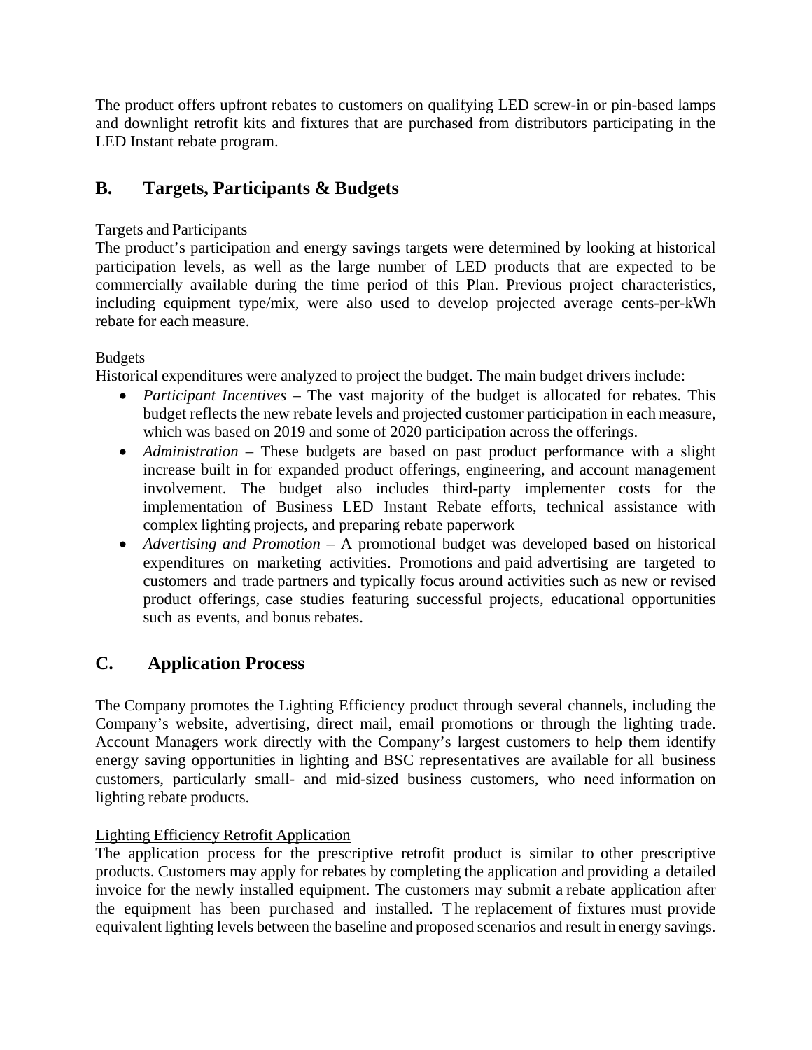The product offers upfront rebates to customers on qualifying LED screw-in or pin-based lamps and downlight retrofit kits and fixtures that are purchased from distributors participating in the LED Instant rebate program.

## B. Targets, Participants & Budgets

<u>Targets and Participants</u>

The product's participation and energy savings targets were determined by looking at historical participation levels, as well as the large number of LED products that are expected to be commercially available during the time period of this Plan. Previous project characteristics, including equipment type/mix, were also used to develop projected average cents-per-kWh rebate for each measure.

<u>Budgets</u>

Historical expenditures were analyzed to project the budget. The main budget drivers include:

- *Participant Incentives* – The vast majority of the budget is allocated for rebates. This budget reflects the new rebate levels and projected customer participation in each measure, which was based on 2019 and some of 2020 participation across the offerings.
- *Administration* – These budgets are based on past product performance with a slight increase built in for expanded product offerings, engineering, and account management involvement. The budget also includes third-party implementer costs for the implementation of Business LED Instant Rebate efforts, technical assistance with complex lighting projects, and preparing rebate paperwork
- *Advertising and Promotion* – A promotional budget was developed based on historical expenditures on marketing activities. Promotions and paid advertising are targeted to customers and trade partners and typically focus around activities such as new or revised product offerings, case studies featuring successful projects, educational opportunities such as events, and bonus rebates.

## C. Application Process

The Company promotes the Lighting Efficiency product through several channels, including the Company's website, advertising, direct mail, email promotions or through the lighting trade. Account Managers work directly with the Company's largest customers to help them identify energy saving opportunities in lighting and BSC representatives are available for all business customers, particularly small- and mid-sized business customers, who need information on lighting rebate products.

<u>Lighting Efficiency Retrofit Application</u>

The application process for the prescriptive retrofit product is similar to other prescriptive products. Customers may apply for rebates by completing the application and providing a detailed invoice for the newly installed equipment. The customers may submit a rebate application after the equipment has been purchased and installed. The replacement of fixtures must provide equivalent lighting levels between the baseline and proposed scenarios and result in energy savings.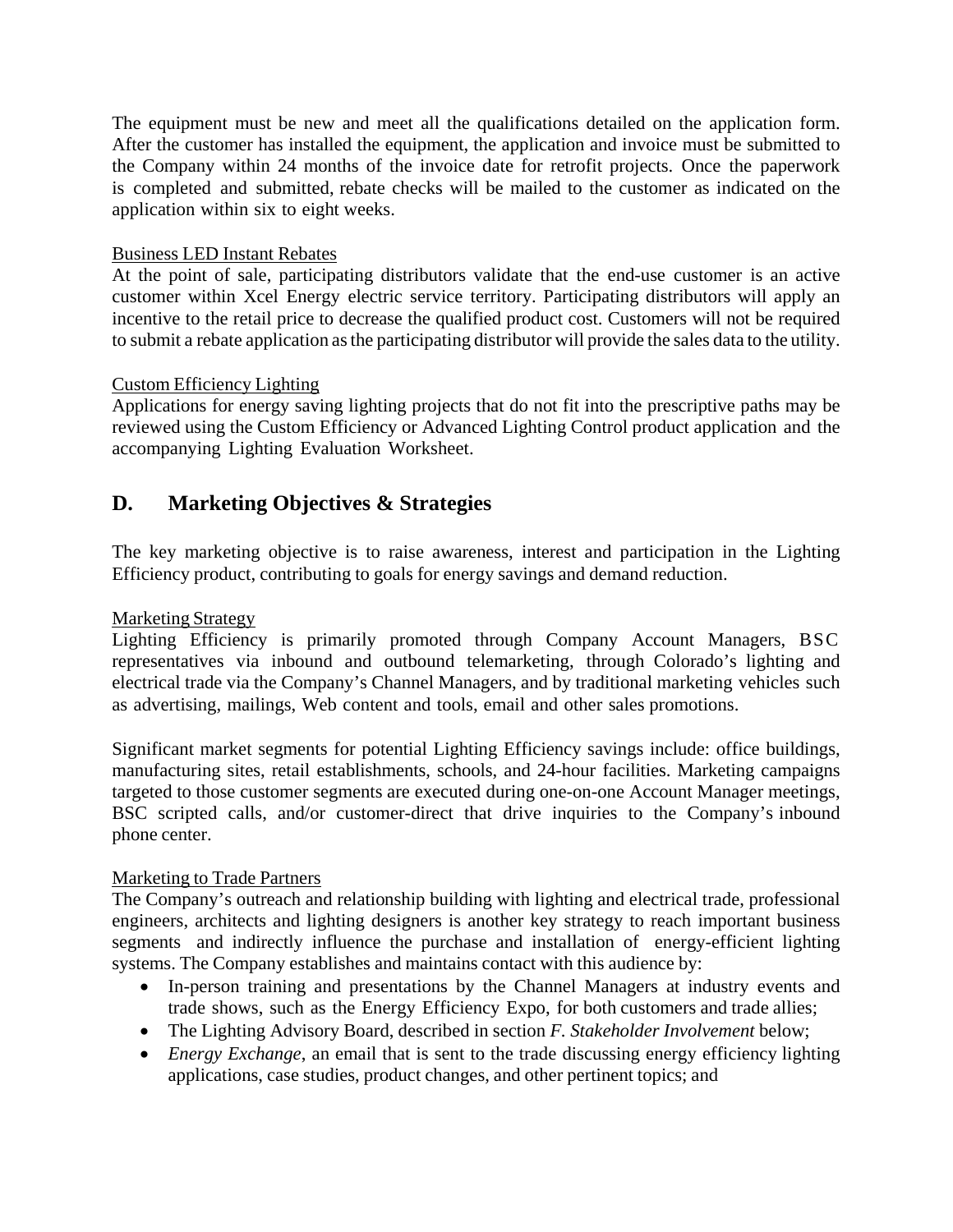The equipment must be new and meet all the qualifications detailed on the application form. After the customer has installed the equipment, the application and invoice must be submitted to the Company within 24 months of the invoice date for retrofit projects. Once the paperwork is completed and submitted, rebate checks will be mailed to the customer as indicated on the application within six to eight weeks.

Business LED Instant Rebates

At the point of sale, participating distributors validate that the end-use customer is an active customer within Xcel Energy electric service territory. Participating distributors will apply an incentive to the retail price to decrease the qualified product cost. Customers will not be required to submit a rebate application as the participating distributor will provide the sales data to the utility.

Custom Efficiency Lighting

Applications for energy saving lighting projects that do not fit into the prescriptive paths may be reviewed using the Custom Efficiency or Advanced Lighting Control product application and the accompanying Lighting Evaluation Worksheet.

## D. Marketing Objectives & Strategies

The key marketing objective is to raise awareness, interest and participation in the Lighting Efficiency product, contributing to goals for energy savings and demand reduction.

Marketing Strategy

Lighting Efficiency is primarily promoted through Company Account Managers, BSC representatives via inbound and outbound telemarketing, through Colorado's lighting and electrical trade via the Company's Channel Managers, and by traditional marketing vehicles such as advertising, mailings, Web content and tools, email and other sales promotions.

Significant market segments for potential Lighting Efficiency savings include: office buildings, manufacturing sites, retail establishments, schools, and 24-hour facilities. Marketing campaigns targeted to those customer segments are executed during one-on-one Account Manager meetings, BSC scripted calls, and/or customer-direct that drive inquiries to the Company's inbound phone center.

Marketing to Trade Partners

The Company's outreach and relationship building with lighting and electrical trade, professional engineers, architects and lighting designers is another key strategy to reach important business segments and indirectly influence the purchase and installation of energy-efficient lighting systems. The Company establishes and maintains contact with this audience by:

- In-person training and presentations by the Channel Managers at industry events and trade shows, such as the Energy Efficiency Expo, for both customers and trade allies;
- The Lighting Advisory Board, described in section *F. Stakeholder Involvement* below;
- *Energy Exchange*, an email that is sent to the trade discussing energy efficiency lighting applications, case studies, product changes, and other pertinent topics; and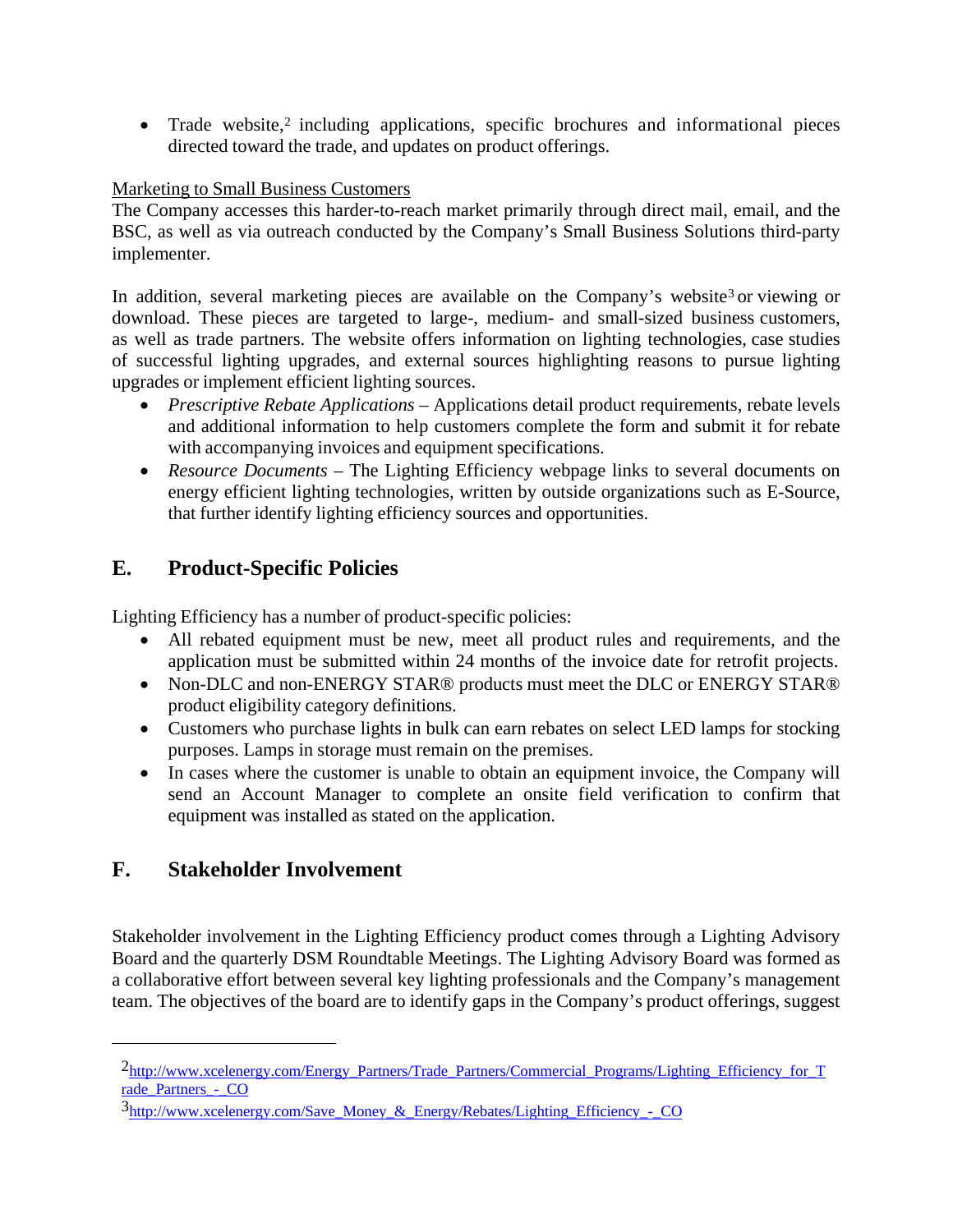- Trade website,[2] including applications, specific brochures and informational pieces directed toward the trade, and updates on product offerings.

Marketing to Small Business Customers

The Company accesses this harder-to-reach market primarily through direct mail, email, and the BSC, as well as via outreach conducted by the Company's Small Business Solutions third-party implementer.

In addition, several marketing pieces are available on the Company's website[3] or viewing or download. These pieces are targeted to large-, medium- and small-sized business customers, as well as trade partners. The website offers information on lighting technologies, case studies of successful lighting upgrades, and external sources highlighting reasons to pursue lighting upgrades or implement efficient lighting sources.

- *Prescriptive Rebate Applications* – Applications detail product requirements, rebate levels and additional information to help customers complete the form and submit it for rebate with accompanying invoices and equipment specifications.
- *Resource Documents* – The Lighting Efficiency webpage links to several documents on energy efficient lighting technologies, written by outside organizations such as E-Source, that further identify lighting efficiency sources and opportunities.

## E. Product-Specific Policies

Lighting Efficiency has a number of product-specific policies:

- All rebated equipment must be new, meet all product rules and requirements, and the application must be submitted within 24 months of the invoice date for retrofit projects.
- Non-DLC and non-ENERGY STAR® products must meet the DLC or ENERGY STAR® product eligibility category definitions.
- Customers who purchase lights in bulk can earn rebates on select LED lamps for stocking purposes. Lamps in storage must remain on the premises.
- In cases where the customer is unable to obtain an equipment invoice, the Company will send an Account Manager to complete an onsite field verification to confirm that equipment was installed as stated on the application.

## F. Stakeholder Involvement

Stakeholder involvement in the Lighting Efficiency product comes through a Lighting Advisory Board and the quarterly DSM Roundtable Meetings. The Lighting Advisory Board was formed as a collaborative effort between several key lighting professionals and the Company's management team. The objectives of the board are to identify gaps in the Company's product offerings, suggest

---

[2] http://www.xcelenergy.com/Energy_Partners/Trade_Partners/Commercial_Programs/Lighting_Efficiency_for_Trade_Partners_-_CO

[3] http://www.xcelenergy.com/Save_Money_&_Energy/Rebates/Lighting_Efficiency_-_CO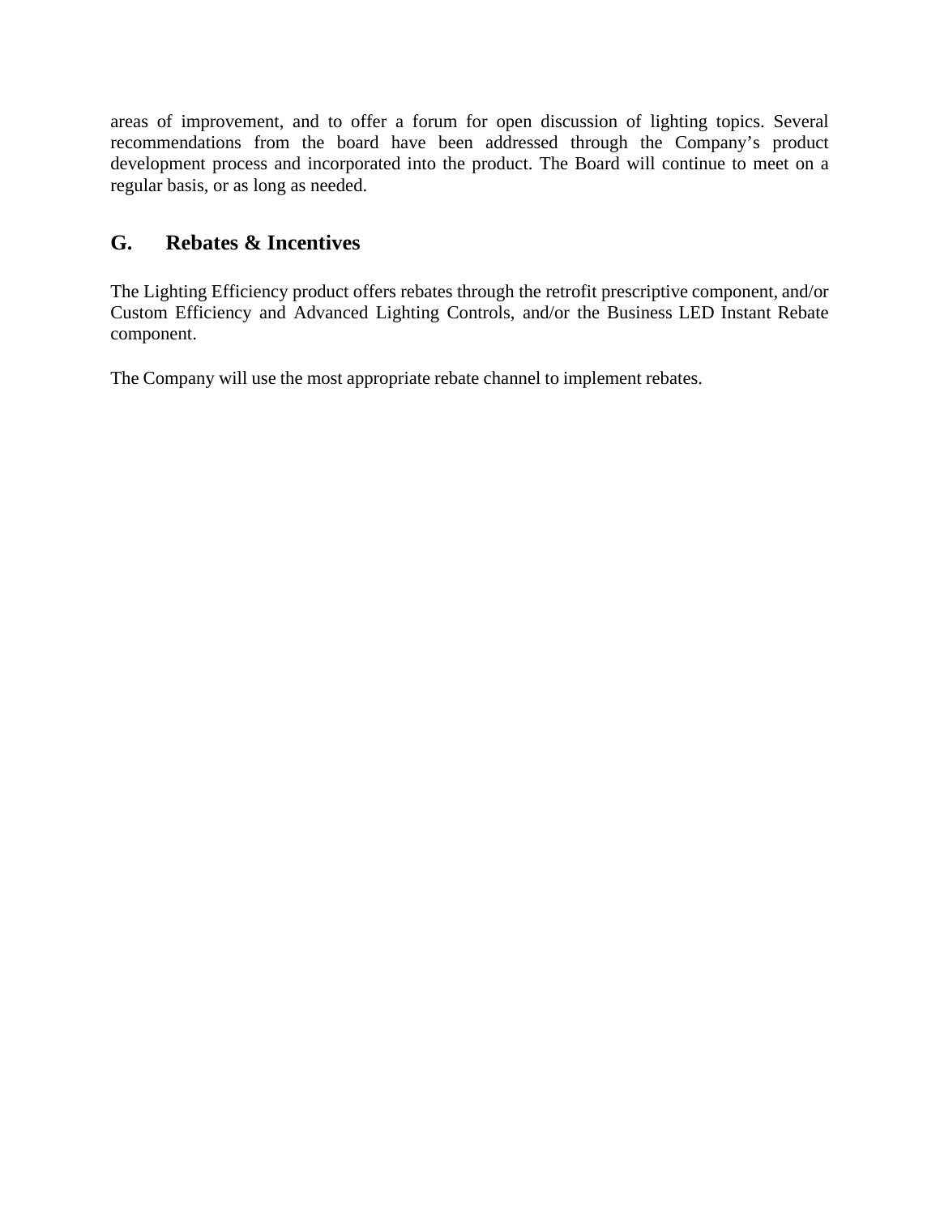areas of improvement, and to offer a forum for open discussion of lighting topics. Several recommendations from the board have been addressed through the Company's product development process and incorporated into the product. The Board will continue to meet on a regular basis, or as long as needed.

## G. Rebates & Incentives

The Lighting Efficiency product offers rebates through the retrofit prescriptive component, and/or Custom Efficiency and Advanced Lighting Controls, and/or the Business LED Instant Rebate component.

The Company will use the most appropriate rebate channel to implement rebates.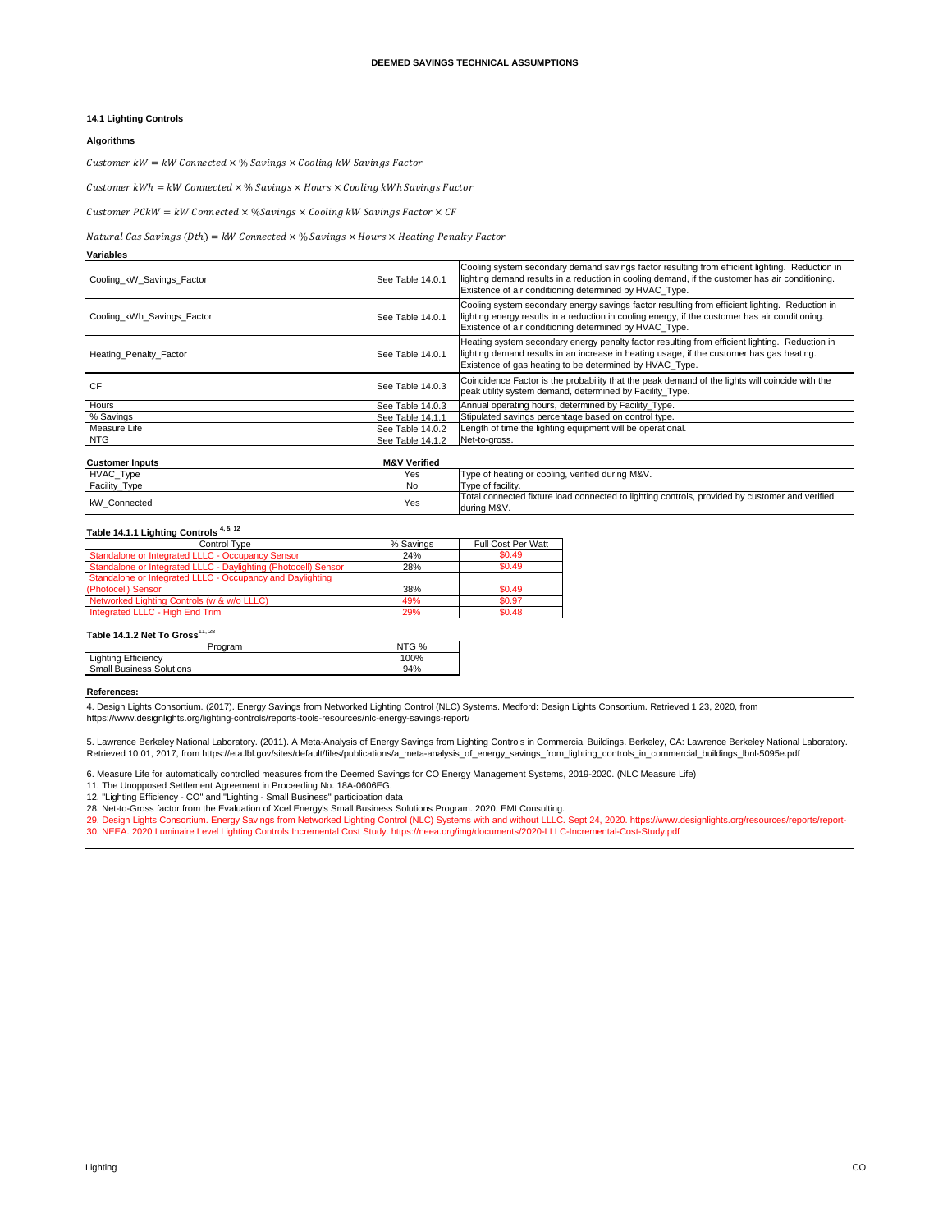**DEEMED SAVINGS TECHNICAL ASSUMPTIONS**

### 14.1 Lighting Controls

**Algorithms**

$$Customer\ kW = kW\ Connected \times \%\ Savings \times Cooling\ kW\ Savings\ Factor$$

$$Customer\ kWh = kW\ Connected \times \%\ Savings \times Hours \times Cooling\ kWh\ Savings\ Factor$$

$$Customer\ PCkW = kW\ Connected \times \%Savings \times Cooling\ kW\ Savings\ Factor \times CF$$

$$Natural\ Gas\ Savings\ (Dth) = kW\ Connected \times \%\ Savings \times Hours \times Heating\ Penalty\ Factor$$

**Variables**

| | | |
|---|---|---|
| Cooling_kW_Savings_Factor | See Table 14.0.1 | Cooling system secondary demand savings factor resulting from efficient lighting. Reduction in lighting demand results in a reduction in cooling demand, if the customer has air conditioning. Existence of air conditioning determined by HVAC_Type. |
| Cooling_kWh_Savings_Factor | See Table 14.0.1 | Cooling system secondary energy savings factor resulting from efficient lighting. Reduction in lighting energy results in a reduction in cooling energy, if the customer has air conditioning. Existence of air conditioning determined by HVAC_Type. |
| Heating_Penalty_Factor | See Table 14.0.1 | Heating system secondary energy penalty factor resulting from efficient lighting. Reduction in lighting demand results in an increase in heating usage, if the customer has gas heating. Existence of gas heating to be determined by HVAC_Type. |
| CF | See Table 14.0.3 | Coincidence Factor is the probability that the peak demand of the lights will coincide with the peak utility system demand, determined by Facility_Type. |
| Hours | See Table 14.0.3 | Annual operating hours, determined by Facility_Type. |
| % Savings | See Table 14.1.1 | Stipulated savings percentage based on control type. |
| Measure Life | See Table 14.0.2 | Length of time the lighting equipment will be operational. |
| NTG | See Table 14.1.2 | Net-to-gross. |

| Customer Inputs | M&V Verified | |
|---|---|---|
| HVAC_Type | Yes | Type of heating or cooling, verified during M&V. |
| Facility_Type | No | Type of facility. |
| kW_Connected | Yes | Total connected fixture load connected to lighting controls, provided by customer and verified during M&V. |

**Table 14.1.1 Lighting Controls** [4, 5, 12]

| Control Type | % Savings | Full Cost Per Watt |
|---|---|---|
| Standalone or Integrated LLLC - Occupancy Sensor | 24% | $0.49 |
| Standalone or Integrated LLLC - Daylighting (Photocell) Sensor | 28% | $0.49 |
| Standalone or Integrated LLLC - Occupancy and Daylighting (Photocell) Sensor | 38% | $0.49 |
| Networked Lighting Controls (w & w/o LLLC) | 49% | $0.97 |
| Integrated LLLC - High End Trim | 29% | $0.48 |

**Table 14.1.2 Net To Gross** [11, 28]

| Program | NTG % |
|---|---|
| Lighting Efficiency | 100% |
| Small Business Solutions | 94% |

**References:**

4. Design Lights Consortium. (2017). Energy Savings from Networked Lighting Control (NLC) Systems. Medford: Design Lights Consortium. Retrieved 1 23, 2020, from https://www.designlights.org/lighting-controls/reports-tools-resources/nlc-energy-savings-report/

5. Lawrence Berkeley National Laboratory. (2011). A Meta-Analysis of Energy Savings from Lighting Controls in Commercial Buildings. Berkeley, CA: Lawrence Berkeley National Laboratory. Retrieved 10 01, 2017, from https://eta.lbl.gov/sites/default/files/publications/a_meta-analysis_of_energy_savings_from_lighting_controls_in_commercial_buildings_lbnl-5095e.pdf

6. Measure Life for automatically controlled measures from the Deemed Savings for CO Energy Management Systems, 2019-2020. (NLC Measure Life)

11. The Unopposed Settlement Agreement in Proceeding No. 18A-0606EG.

12. "Lighting Efficiency - CO" and "Lighting - Small Business" participation data

28. Net-to-Gross factor from the Evaluation of Xcel Energy's Small Business Solutions Program. 2020. EMI Consulting.

29. Design Lights Consortium. Energy Savings from Networked Lighting Control (NLC) Systems with and without LLLC. Sept 24, 2020. https://www.designlights.org/resources/reports/report-

30. NEEA. 2020 Luminaire Level Lighting Controls Incremental Cost Study. https://neea.org/img/documents/2020-LLLC-Incremental-Cost-Study.pdf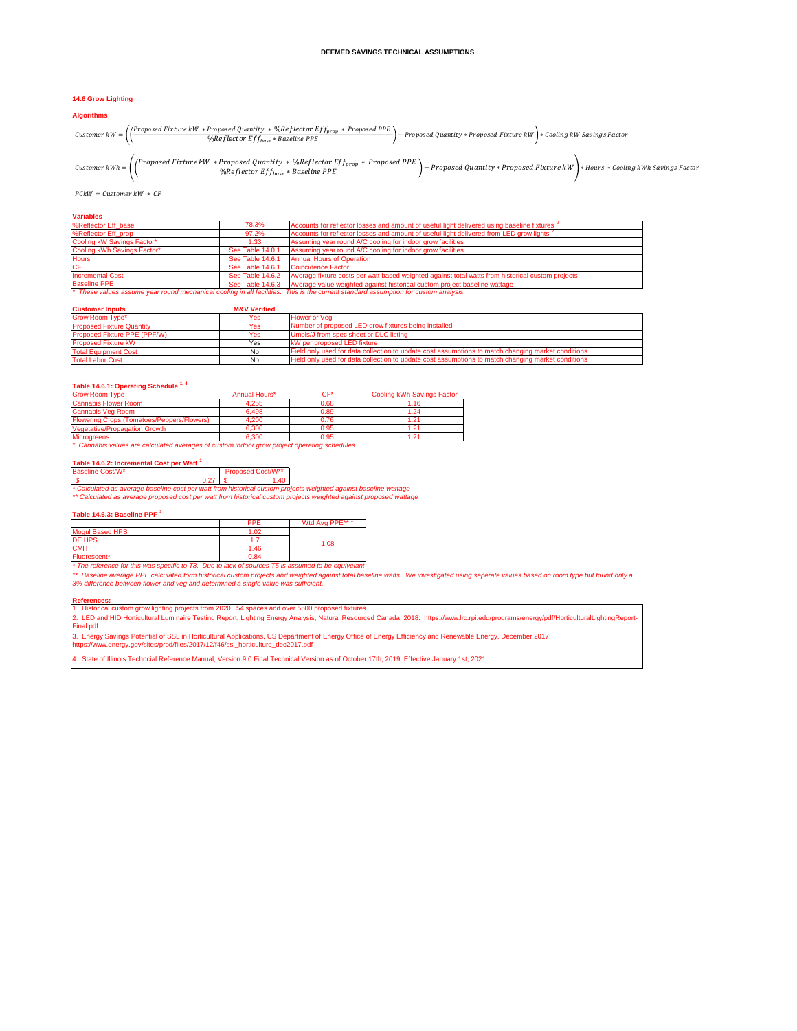DEEMED SAVINGS TECHNICAL ASSUMPTIONS

## 14.6 Grow Lighting

### Algorithms

$$Customer\ kW = \left(\left(\frac{Proposed\ Fixture\ kW\ * Proposed\ Quantity\ * \%Reflector\ Eff_{prop}\ * Proposed\ PPE}{\%Reflector\ Eff_{base} * Baseline\ PPE}\right) - Proposed\ Quantity * Proposed\ Fixture\ kW\right) * Cooling\ kW\ Savings\ Factor$$

$$Customer\ kWh = \left(\left(\frac{Proposed\ Fixture\ kW\ * Proposed\ Quantity\ * \%Reflector\ Eff_{prop}\ * Proposed\ PPE}{\%Reflector\ Eff_{base} * Baseline\ PPE}\right) - Proposed\ Quantity * Proposed\ Fixture\ kW\right) * Hours\ * Cooling\ kWh\ Savings\ Factor$$

$$PCkW = Customer\ kW\ * CF$$

### Variables

| Variable | Value | Description |
|---|---|---|
| %Reflector Eff_base | 78.3% | Accounts for reflector losses and amount of useful light delivered using baseline fixtures [2] |
| %Reflector Eff_prop | 97.2% | Accounts for reflector losses and amount of useful light delivered from LED grow lights [2] |
| Cooling kW Savings Factor* | 1.33 | Assuming year round A/C cooling for indoor grow facilities |
| Cooling kWh Savings Factor* | See Table 14.0.1 | Assuming year round A/C cooling for indoor grow facilities |
| Hours | See Table 14.6.1 | Annual Hours of Operation |
| CF | See Table 14.6.1 | Coincidence Factor |
| Incremental Cost | See Table 14.6.2 | Average fixture costs per watt based weighted against total watts from historical custom projects |
| Baseline PPE | See Table 14.6.3 | Average value weighted against historical custom project baseline wattage |

*These values assume year round mechanical cooling in all facilities. This is the current standard assumption for custom analysis.*

| Customer Inputs | M&V Verified | |
|---|---|---|
| Grow Room Type* | Yes | Flower or Veg |
| Proposed Fixture Quantity | Yes | Number of proposed LED grow fixtures being installed |
| Proposed Fixture PPE (PPF/W) | Yes | Umols/J from spec sheet or DLC listing |
| Proposed Fixture kW | Yes | kW per proposed LED fixture |
| Total Equipment Cost | No | Field only used for data collection to update cost assumptions to match changing market conditions |
| Total Labor Cost | No | Field only used for data collection to update cost assumptions to match changing market conditions |

### Table 14.6.1: Operating Schedule [1, 4]

| Grow Room Type | Annual Hours* | CF* | Cooling kWh Savings Factor |
|---|---|---|---|
| Cannabis Flower Room | 4,255 | 0.68 | 1.16 |
| Cannabis Veg Room | 6,498 | 0.89 | 1.24 |
| Flowering Crops (Tomatoes/Peppers/Flowers) | 4,200 | 0.76 | 1.21 |
| Vegetative/Propagation Growth | 6,300 | 0.95 | 1.21 |
| Microgreens | 6,300 | 0.95 | 1.21 |

*Cannabis values are calculated averages of custom indoor grow project operating schedules*

### Table 14.6.2: Incremental Cost per Watt [1]

| Baseline Cost/W* | Proposed Cost/W** |
|---|---|
| $ 0.27 | $ 1.40 |

*\* Calculated as average baseline cost per watt from historical custom projects weighted against baseline wattage*
*\*\* Calculated as average proposed cost per watt from historical custom projects weighted against proposed wattage*

### Table 14.6.3: Baseline PPF [2]

| | PPE | Wtd Avg PPE** [1] |
|---|---|---|
| Mogul Based HPS | 1.02 | 1.08 |
| DE HPS | 1.7 | |
| CMH | 1.46 | |
| Fluorescent* | 0.84 | |

*\* The reference for this was specific to T8. Due to lack of sources T5 is assumed to be equivelant*

*\*\* Baseline average PPE calculated form historical custom projects and weighted against total baseline watts. We investigated using seperate values based on room type but found only a 3% difference between flower and veg and determined a single value was sufficient.*

### References:

1. Historical custom grow lighting projects from 2020. 54 spaces and over 5500 proposed fixtures.
2. LED and HID Horticultural Luminaire Testing Report, Lighting Energy Analysis, Natural Resourced Canada, 2018: https://www.lrc.rpi.edu/programs/energy/pdf/HorticulturalLightingReport-Final.pdf
3. Energy Savings Potential of SSL in Horticultural Applications, US Department of Energy Office of Energy Efficiency and Renewable Energy, December 2017: https://www.energy.gov/sites/prod/files/2017/12/f46/ssl_horticulture_dec2017.pdf
4. State of Illinois Techncial Reference Manual, Version 9.0 Final Technical Version as of October 17th, 2019. Effective January 1st, 2021.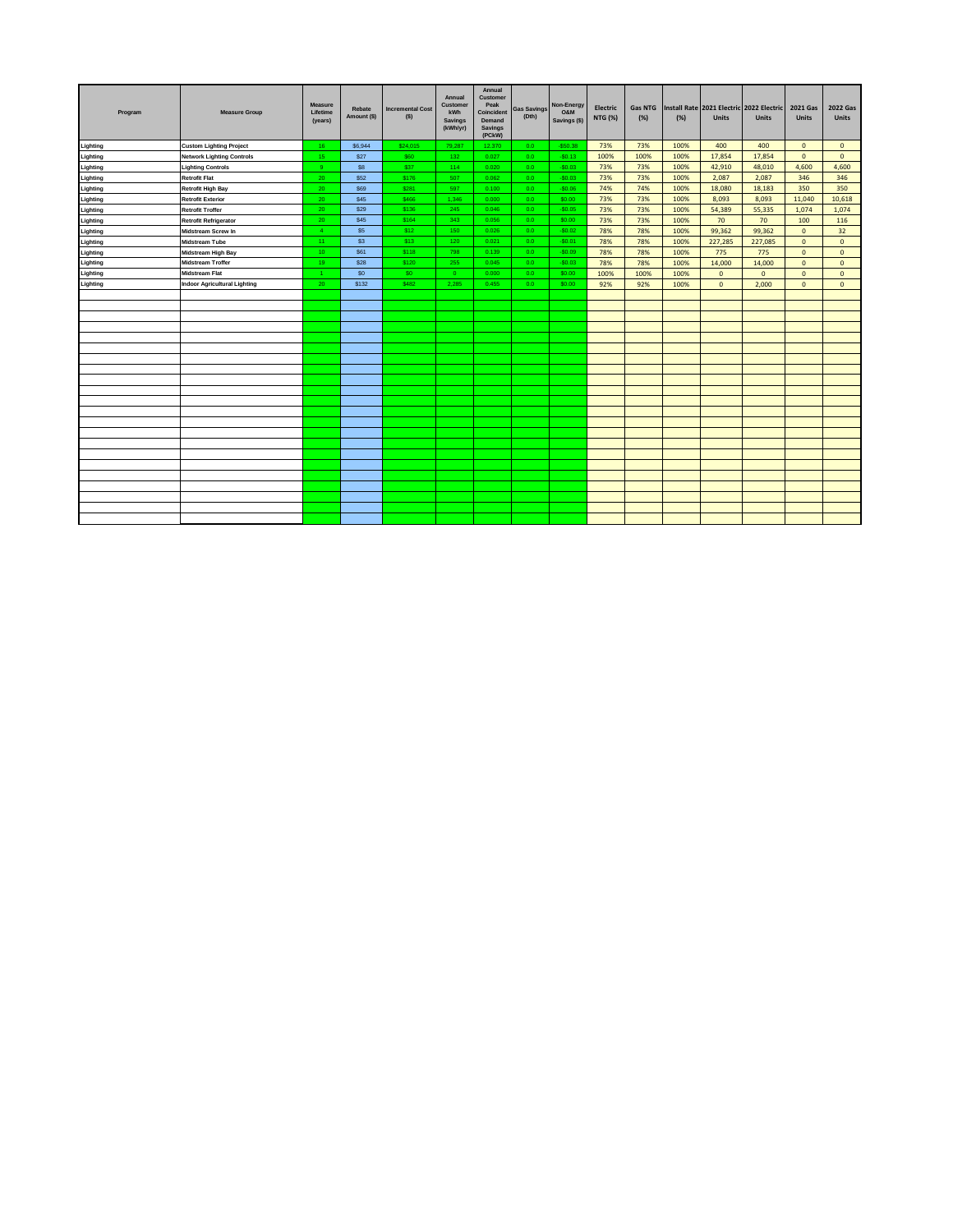| Program | Measure Group | Measure Lifetime (years) | Rebate Amount ($) | Incremental Cost ($) | Annual Customer kWh Savings (kWh/yr) | Annual Customer Peak Coincident Demand Savings (PCkW) | Gas Savings (Dth) | Non-Energy O&M Savings ($) | Electric NTG (%) | Gas NTG (%) | Install Rate (%) | 2021 Electric Units | 2022 Electric Units | 2021 Gas Units | 2022 Gas Units |
|---|---|---|---|---|---|---|---|---|---|---|---|---|---|---|---|
| Lighting | Custom Lighting Project | 16 | $6,944 | $24,015 | 79,287 | 12.370 | 0.0 | -$50.38 | 73% | 73% | 100% | 400 | 400 | 0 | 0 |
| Lighting | Network Lighting Controls | 15 | $27 | $60 | 132 | 0.027 | 0.0 | -$0.13 | 100% | 100% | 100% | 17,854 | 17,854 | 0 | 0 |
| Lighting | Lighting Controls | 9 | $8 | $37 | 114 | 0.020 | 0.0 | -$0.03 | 73% | 73% | 100% | 42,910 | 48,010 | 4,600 | 4,600 |
| Lighting | Retrofit Flat | 20 | $52 | $176 | 507 | 0.062 | 0.0 | -$0.03 | 73% | 73% | 100% | 2,087 | 2,087 | 346 | 346 |
| Lighting | Retrofit High Bay | 20 | $69 | $281 | 597 | 0.100 | 0.0 | -$0.06 | 74% | 74% | 100% | 18,080 | 18,183 | 350 | 350 |
| Lighting | Retrofit Exterior | 20 | $45 | $466 | 1,346 | 0.000 | 0.0 | $0.00 | 73% | 73% | 100% | 8,093 | 8,093 | 11,040 | 10,618 |
| Lighting | Retrofit Troffer | 20 | $29 | $136 | 245 | 0.046 | 0.0 | -$0.05 | 73% | 73% | 100% | 54,389 | 55,335 | 1,074 | 1,074 |
| Lighting | Retrofit Refrigerator | 20 | $45 | $164 | 343 | 0.056 | 0.0 | $0.00 | 73% | 73% | 100% | 70 | 70 | 100 | 116 |
| Lighting | Midstream Screw In | 4 | $5 | $12 | 150 | 0.026 | 0.0 | -$0.02 | 78% | 78% | 100% | 99,362 | 99,362 | 0 | 32 |
| Lighting | Midstream Tube | 11 | $3 | $13 | 120 | 0.021 | 0.0 | -$0.01 | 78% | 78% | 100% | 227,285 | 227,085 | 0 | 0 |
| Lighting | Midstream High Bay | 10 | $61 | $118 | 798 | 0.139 | 0.0 | -$0.09 | 78% | 78% | 100% | 775 | 775 | 0 | 0 |
| Lighting | Midstream Troffer | 19 | $28 | $120 | 255 | 0.045 | 0.0 | -$0.03 | 78% | 78% | 100% | 14,000 | 14,000 | 0 | 0 |
| Lighting | Midstream Flat | 1 | $0 | $0 | 0 | 0.000 | 0.0 | $0.00 | 100% | 100% | 100% | 0 | 0 | 0 | 0 |
| Lighting | Indoor Agricultural Lighting | 20 | $132 | $482 | 2,285 | 0.455 | 0.0 | $0.00 | 92% | 92% | 100% | 0 | 2,000 | 0 | 0 |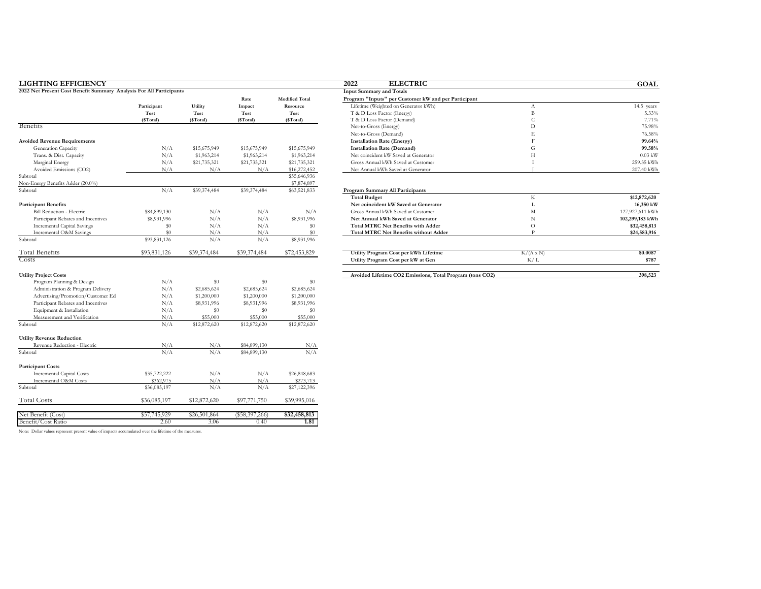## LIGHTING EFFICIENCY

**2022 Net Present Cost Benefit Summary Analysis For All Participants**

| | Participant Test ($Total) | Utility Test ($Total) | Rate Impact Test ($Total) | Modified Total Resource Test ($Total) |
|---|---|---|---|---|
| **Benefits** | | | | |
| **Avoided Revenue Requirements** | | | | |
| Generation Capacity | N/A | $15,675,949 | $15,675,949 | $15,675,949 |
| Trans. & Dist. Capacity | N/A | $1,963,214 | $1,963,214 | $1,963,214 |
| Marginal Energy | N/A | $21,735,321 | $21,735,321 | $21,735,321 |
| Avoided Emissions (CO2) | N/A | N/A | N/A | $16,272,452 |
| Subtotal | | | | $55,646,936 |
| Non-Energy Benefits Adder (20.0%) | | | | $7,874,897 |
| Subtotal | N/A | $39,374,484 | $39,374,484 | $63,521,833 |
| **Participant Benefits** | | | | |
| Bill Reduction - Electric | $84,899,130 | N/A | N/A | N/A |
| Participant Rebates and Incentives | $8,931,996 | N/A | N/A | $8,931,996 |
| Incremental Capital Savings | $0 | N/A | N/A | $0 |
| Incremental O&M Savings | $0 | N/A | N/A | $0 |
| Subtotal | $93,831,126 | N/A | N/A | $8,931,996 |
| Total Benefits | $93,831,126 | $39,374,484 | $39,374,484 | $72,453,829 |
| **Costs** | | | | |
| **Utility Project Costs** | | | | |
| Program Planning & Design | N/A | $0 | $0 | $0 |
| Administration & Program Delivery | N/A | $2,685,624 | $2,685,624 | $2,685,624 |
| Advertising/Promotion/Customer Ed | N/A | $1,200,000 | $1,200,000 | $1,200,000 |
| Participant Rebates and Incentives | N/A | $8,931,996 | $8,931,996 | $8,931,996 |
| Equipment & Installation | N/A | $0 | $0 | $0 |
| Measurement and Verification | N/A | $55,000 | $55,000 | $55,000 |
| Subtotal | N/A | $12,872,620 | $12,872,620 | $12,872,620 |
| **Utility Revenue Reduction** | | | | |
| Revenue Reduction - Electric | N/A | N/A | $84,899,130 | N/A |
| Subtotal | N/A | N/A | $84,899,130 | N/A |
| **Participant Costs** | | | | |
| Incremental Capital Costs | $35,722,222 | N/A | N/A | $26,848,683 |
| Incremental O&M Costs | $362,975 | N/A | N/A | $273,713 |
| Subtotal | $36,085,197 | N/A | N/A | $27,122,396 |
| Total Costs | $36,085,197 | $12,872,620 | $97,771,750 | $39,995,016 |
| Net Benefit (Cost) | $57,745,929 | $26,501,864 | ($58,397,266) | **$32,458,813** |
| Benefit/Cost Ratio | 2.60 | 3.06 | 0.40 | **1.81** |

Note: Dollar values represent present value of impacts accumulated over the lifetime of the measures.

## 2022 ELECTRIC GOAL

**Input Summary and Totals**

| Program "Inputs" per Customer kW and per Participant | | |
|---|---|---|
| Lifetime (Weighted on Generator kWh) | A | 14.5 years |
| T & D Loss Factor (Energy) | B | 5.33% |
| T & D Loss Factor (Demand) | C | 7.71% |
| Net-to-Gross (Energy) | D | 75.98% |
| Net-to-Gross (Demand) | E | 76.58% |
| **Installation Rate (Energy)** | F | **99.64%** |
| **Installation Rate (Demand)** | G | **99.58%** |
| Net coincident kW Saved at Generator | H | 0.03 kW |
| Gross Annual kWh Saved at Customer | I | 259.35 kWh |
| Net Annual kWh Saved at Generator | J | 207.40 kWh |

| Program Summary All Participants | | |
|---|---|---|
| **Total Budget** | K | **$12,872,620** |
| **Net coincident kW Saved at Generator** | L | **16,350 kW** |
| Gross Annual kWh Saved at Customer | M | 127,927,611 kWh |
| **Net Annual kWh Saved at Generator** | N | **102,299,183 kWh** |
| **Total MTRC Net Benefits with Adder** | O | **$32,458,813** |
| **Total MTRC Net Benefits without Adder** | P | **$24,583,916** |
| **Utility Program Cost per kWh Lifetime** | K/(A x N) | **$0.0087** |
| **Utility Program Cost per kW at Gen** | K/ L | **$787** |
| **Avoided Lifetime CO2 Emissions, Total Program (tons CO2)** | | **398,523** |